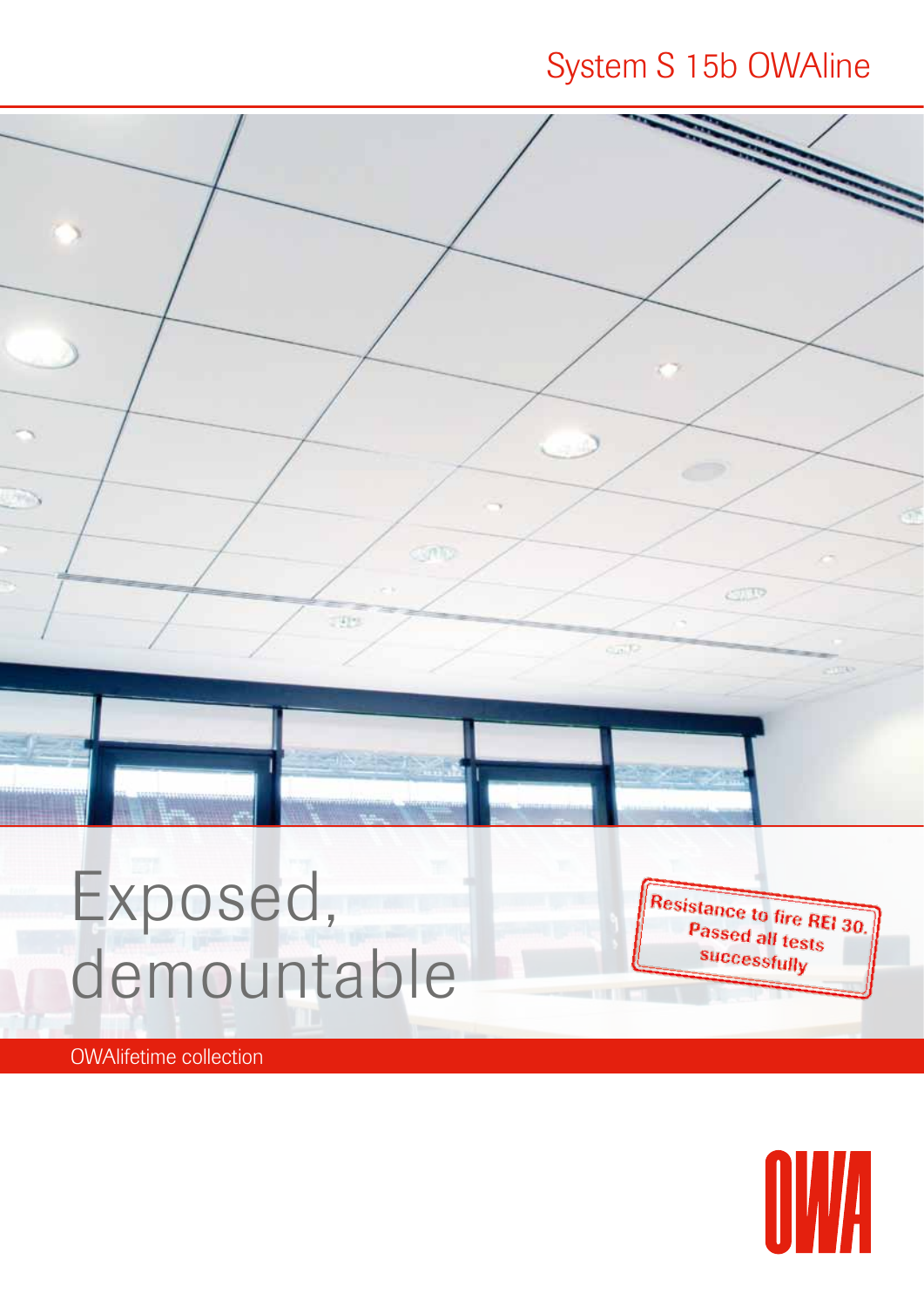# System S 15b OWAline

# Exposed, demountable

Resistance to fire REI 30.
Passed all tests
successfully

OWAlifetime collection

OWA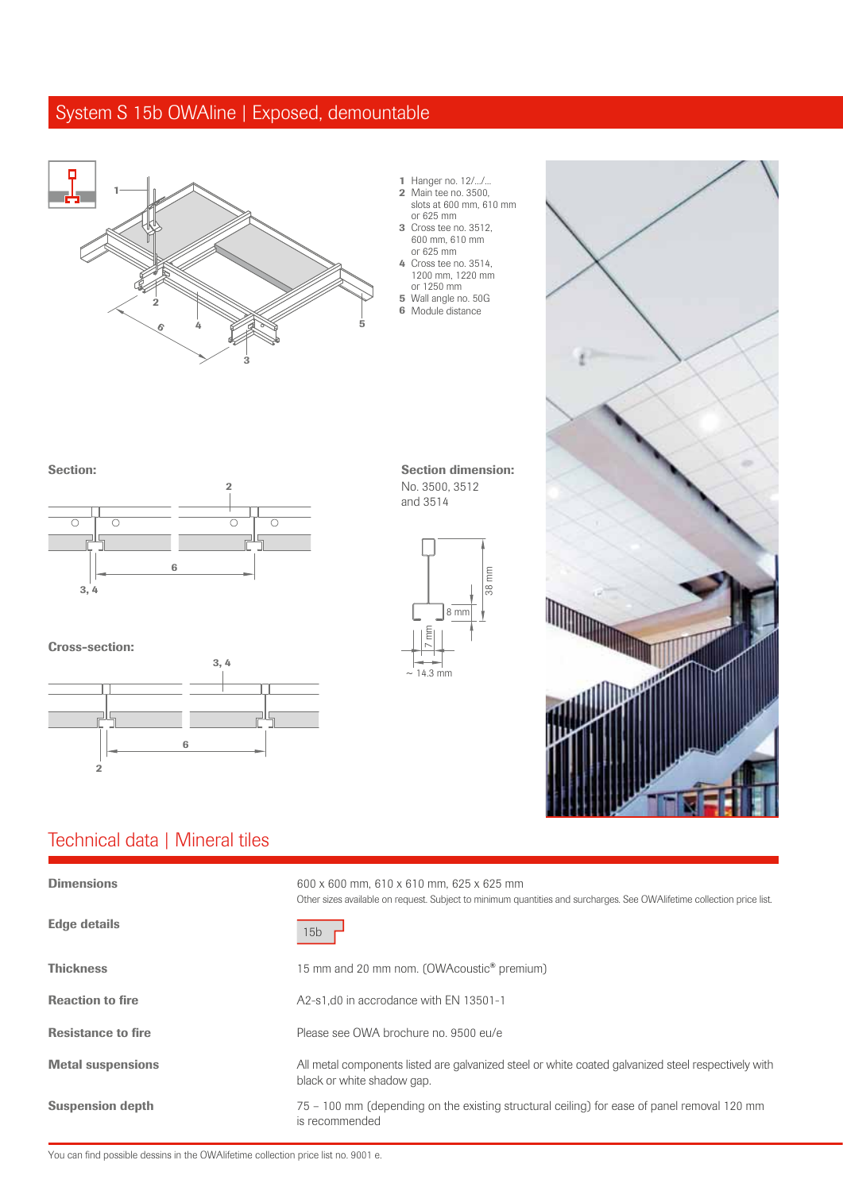# System S 15b OWAline | Exposed, demountable

1 Hanger no. 12/.../...
2 Main tee no. 3500, slots at 600 mm, 610 mm or 625 mm
3 Cross tee no. 3512, 600 mm, 610 mm or 625 mm
4 Cross tee no. 3514, 1200 mm, 1220 mm or 1250 mm
5 Wall angle no. 50G
6 Module distance

**Section:**

2

6

3, 4

**Section dimension:**
No. 3500, 3512 and 3514

38 mm
8 mm
7 mm
~ 14.3 mm

**Cross-section:**

3, 4

6

2

## Technical data | Mineral tiles

| | |
|---|---|
| **Dimensions** | 600 x 600 mm, 610 x 610 mm, 625 x 625 mm<br>Other sizes available on request. Subject to minimum quantities and surcharges. See OWAlifetime collection price list. |
| **Edge details** | 15b |
| **Thickness** | 15 mm and 20 mm nom. (OWAcoustic® premium) |
| **Reaction to fire** | A2-s1,d0 in accrodance with EN 13501-1 |
| **Resistance to fire** | Please see OWA brochure no. 9500 eu/e |
| **Metal suspensions** | All metal components listed are galvanized steel or white coated galvanized steel respectively with black or white shadow gap. |
| **Suspension depth** | 75 – 100 mm (depending on the existing structural ceiling) for ease of panel removal 120 mm is recommended |

You can find possible dessins in the OWAlifetime collection price list no. 9001 e.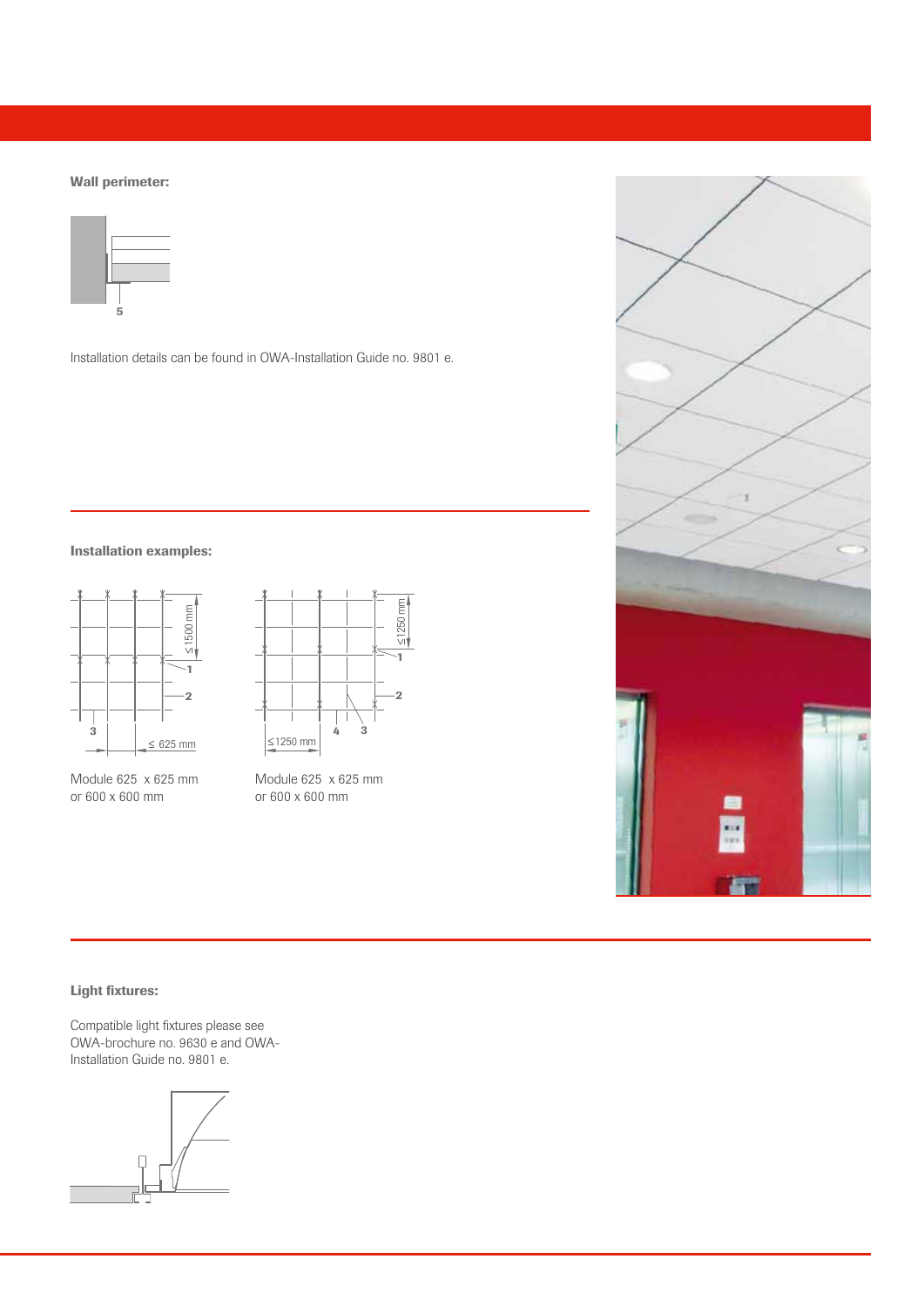**Wall perimeter:**

5

Installation details can be found in OWA-Installation Guide no. 9801 e.

**Installation examples:**

≤1500 mm

1

2

3

≤ 625 mm

Module 625 x 625 mm
or 600 x 600 mm

≤1250 mm

1

2

4 3

≤1250 mm

Module 625 x 625 mm
or 600 x 600 mm

**Light fixtures:**

Compatible light fixtures please see OWA-brochure no. 9630 e and OWA-Installation Guide no. 9801 e.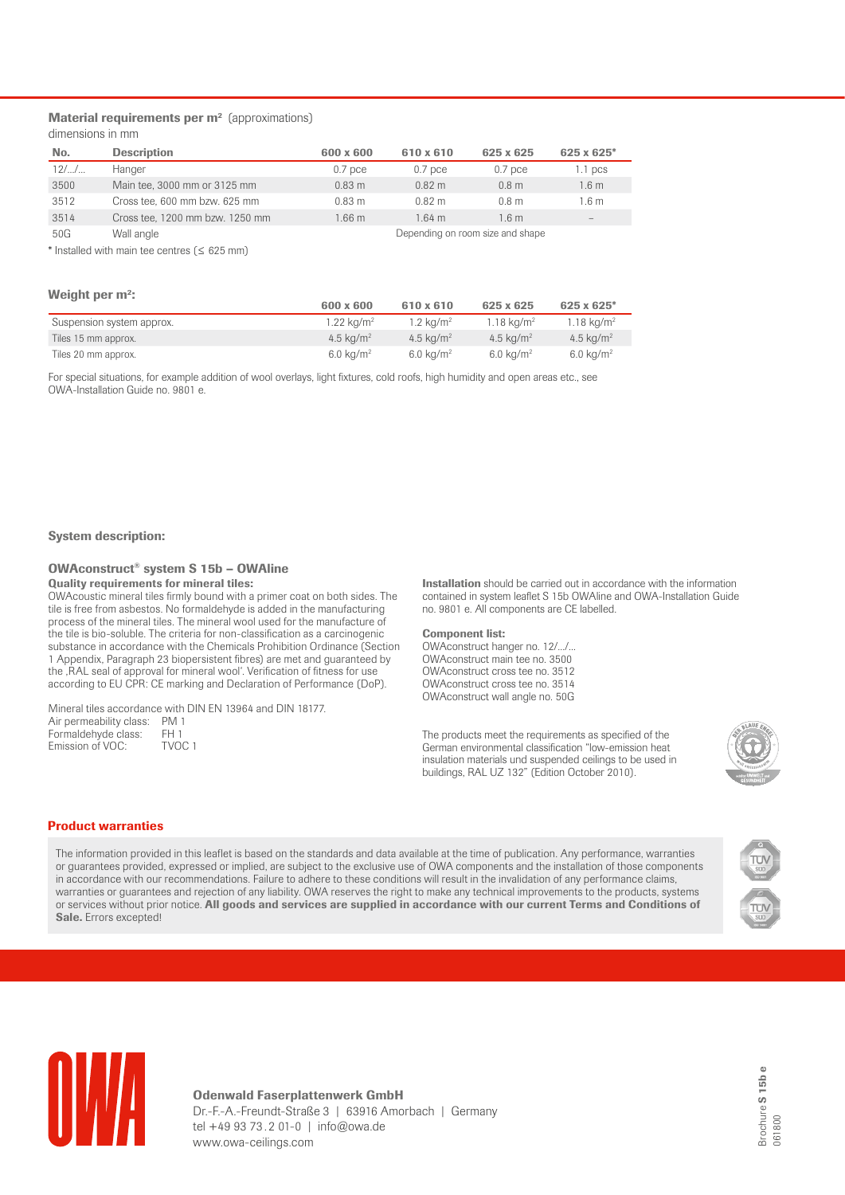**Material requirements per m²** (approximations)
dimensions in mm

| No. | Description | 600 x 600 | 610 x 610 | 625 x 625 | 625 x 625* |
|---|---|---|---|---|---|
| 12/.../... | Hanger | 0.7 pce | 0.7 pce | 0.7 pce | 1.1 pcs |
| 3500 | Main tee, 3000 mm or 3125 mm | 0.83 m | 0.82 m | 0.8 m | 1.6 m |
| 3512 | Cross tee, 600 mm bzw. 625 mm | 0.83 m | 0.82 m | 0.8 m | 1.6 m |
| 3514 | Cross tee, 1200 mm bzw. 1250 mm | 1.66 m | 1.64 m | 1.6 m | – |
| 50G | Wall angle | Depending on room size and shape | | | |

* Installed with main tee centres (≤ 625 mm)

**Weight per m²:**

| | 600 x 600 | 610 x 610 | 625 x 625 | 625 x 625* |
|---|---|---|---|---|
| Suspension system approx. | 1.22 kg/m² | 1.2 kg/m² | 1.18 kg/m² | 1.18 kg/m² |
| Tiles 15 mm approx. | 4.5 kg/m² | 4.5 kg/m² | 4.5 kg/m² | 4.5 kg/m² |
| Tiles 20 mm approx. | 6.0 kg/m² | 6.0 kg/m² | 6.0 kg/m² | 6.0 kg/m² |

For special situations, for example addition of wool overlays, light fixtures, cold roofs, high humidity and open areas etc., see OWA-Installation Guide no. 9801 e.

**System description:**

**OWAconstruct® system S 15b – OWAline**

**Quality requirements for mineral tiles:**
OWAcoustic mineral tiles firmly bound with a primer coat on both sides. The tile is free from asbestos. No formaldehyde is added in the manufacturing process of the mineral tiles. The mineral wool used for the manufacture of the tile is bio-soluble. The criteria for non-classification as a carcinogenic substance in accordance with the Chemicals Prohibition Ordinance (Section 1 Appendix, Paragraph 23 biopersistent fibres) are met and guaranteed by the ‚RAL seal of approval for mineral wool'. Verification of fitness for use according to EU CPR: CE marking and Declaration of Performance (DoP).

Mineral tiles accordance with DIN EN 13964 and DIN 18177.
Air permeability class: PM 1
Formaldehyde class: FH 1
Emission of VOC: TVOC 1

**Installation** should be carried out in accordance with the information contained in system leaflet S 15b OWAline and OWA-Installation Guide no. 9801 e. All components are CE labelled.

**Component list:**
OWAconstruct hanger no. 12/.../...
OWAconstruct main tee no. 3500
OWAconstruct cross tee no. 3512
OWAconstruct cross tee no. 3514
OWAconstruct wall angle no. 50G

The products meet the requirements as specified of the German environmental classification "low-emission heat insulation materials und suspended ceilings to be used in buildings, RAL UZ 132" (Edition October 2010).

**Product warranties**

The information provided in this leaflet is based on the standards and data available at the time of publication. Any performance, warranties or guarantees provided, expressed or implied, are subject to the exclusive use of OWA components and the installation of those components in accordance with our recommendations. Failure to adhere to these conditions will result in the invalidation of any performance claims, warranties or guarantees and rejection of any liability. OWA reserves the right to make any technical improvements to the products, systems or services without prior notice. **All goods and services are supplied in accordance with our current Terms and Conditions of Sale.** Errors excepted!

**Odenwald Faserplattenwerk GmbH**
Dr.-F.-A.-Freundt-Straße 3 | 63916 Amorbach | Germany
tel +49 93 73 .2 01-0 | info@owa.de
www.owa-ceilings.com

Brochure **S 15b e**
061800